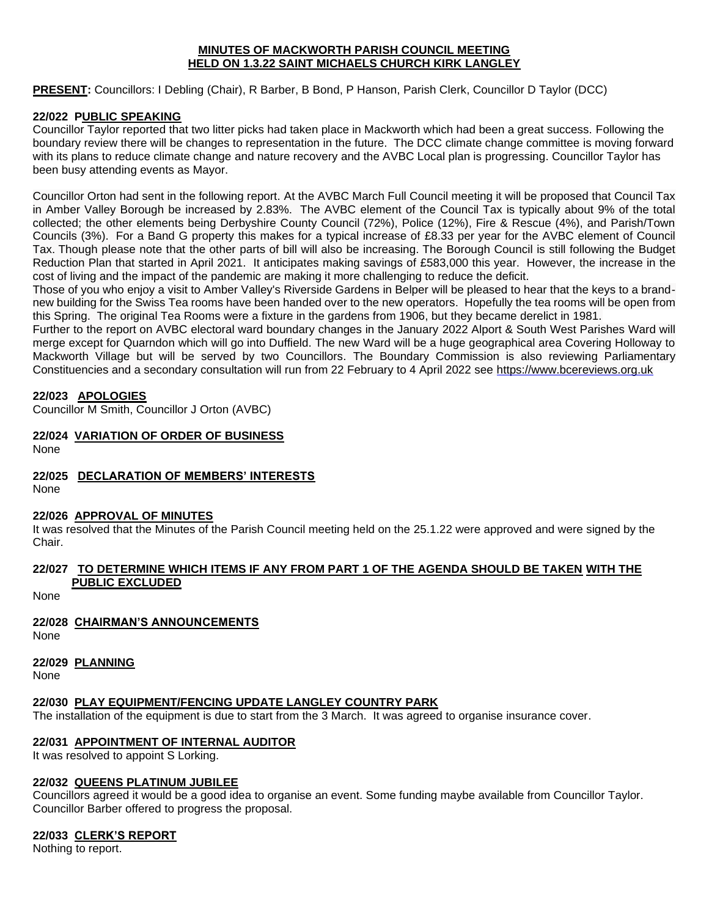# MINUTES OF MACKWORTH PARISH COUNCIL MEETING HELD ON 1.3.22 SAINT MICHAELS CHURCH KIRK LANGLEY

**PRESENT:** Councillors: I Debling (Chair), R Barber, B Bond, P Hanson, Parish Clerk, Councillor D Taylor (DCC)

### 22/022 PUBLIC SPEAKING

Councillor Taylor reported that two litter picks had taken place in Mackworth which had been a great success. Following the boundary review there will be changes to representation in the future. The DCC climate change committee is moving forward with its plans to reduce climate change and nature recovery and the AVBC Local plan is progressing. Councillor Taylor has been busy attending events as Mayor.

Councillor Orton had sent in the following report. At the AVBC March Full Council meeting it will be proposed that Council Tax in Amber Valley Borough be increased by 2.83%. The AVBC element of the Council Tax is typically about 9% of the total collected; the other elements being Derbyshire County Council (72%), Police (12%), Fire & Rescue (4%), and Parish/Town Councils (3%). For a Band G property this makes for a typical increase of £8.33 per year for the AVBC element of Council Tax. Though please note that the other parts of bill will also be increasing. The Borough Council is still following the Budget Reduction Plan that started in April 2021. It anticipates making savings of £583,000 this year. However, the increase in the cost of living and the impact of the pandemic are making it more challenging to reduce the deficit.

Those of you who enjoy a visit to Amber Valley's Riverside Gardens in Belper will be pleased to hear that the keys to a brand-new building for the Swiss Tea rooms have been handed over to the new operators. Hopefully the tea rooms will be open from this Spring. The original Tea Rooms were a fixture in the gardens from 1906, but they became derelict in 1981.

Further to the report on AVBC electoral ward boundary changes in the January 2022 Alport & South West Parishes Ward will merge except for Quarndon which will go into Duffield. The new Ward will be a huge geographical area Covering Holloway to Mackworth Village but will be served by two Councillors. The Boundary Commission is also reviewing Parliamentary Constituencies and a secondary consultation will run from 22 February to 4 April 2022 see https://www.bcereviews.org.uk

### 22/023 APOLOGIES

Councillor M Smith, Councillor J Orton (AVBC)

### 22/024 VARIATION OF ORDER OF BUSINESS

None

### 22/025 DECLARATION OF MEMBERS' INTERESTS

None

### 22/026 APPROVAL OF MINUTES

It was resolved that the Minutes of the Parish Council meeting held on the 25.1.22 were approved and were signed by the Chair.

### 22/027 TO DETERMINE WHICH ITEMS IF ANY FROM PART 1 OF THE AGENDA SHOULD BE TAKEN WITH THE PUBLIC EXCLUDED

None

### 22/028 CHAIRMAN'S ANNOUNCEMENTS

None

### 22/029 PLANNING

None

### 22/030 PLAY EQUIPMENT/FENCING UPDATE LANGLEY COUNTRY PARK

The installation of the equipment is due to start from the 3 March. It was agreed to organise insurance cover.

### 22/031 APPOINTMENT OF INTERNAL AUDITOR

It was resolved to appoint S Lorking.

### 22/032 QUEENS PLATINUM JUBILEE

Councillors agreed it would be a good idea to organise an event. Some funding maybe available from Councillor Taylor. Councillor Barber offered to progress the proposal.

### 22/033 CLERK'S REPORT

Nothing to report.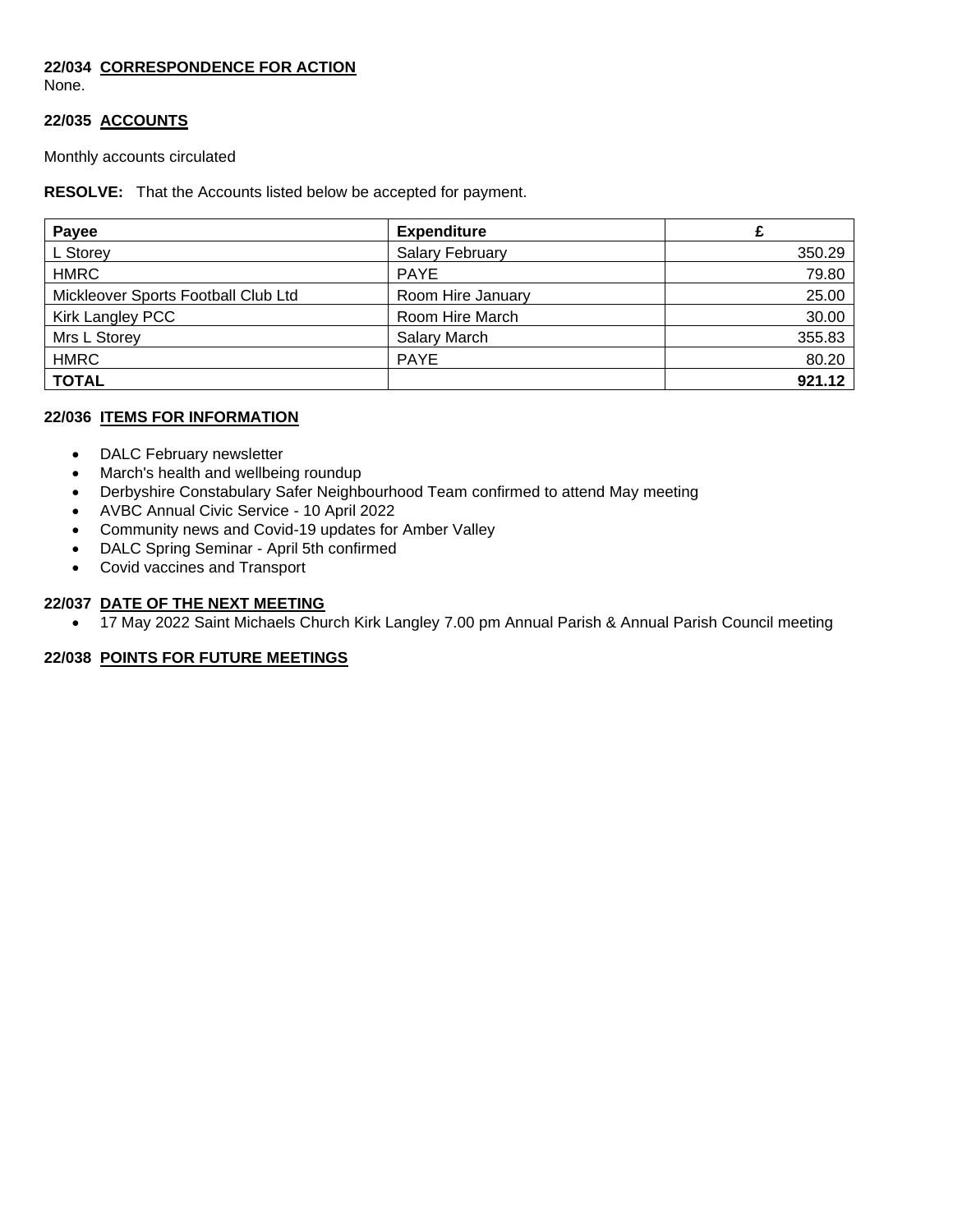**22/034 CORRESPONDENCE FOR ACTION**
None.

**22/035 ACCOUNTS**

Monthly accounts circulated

**RESOLVE:** That the Accounts listed below be accepted for payment.

| Payee | Expenditure | £ |
|---|---|---|
| L Storey | Salary February | 350.29 |
| HMRC | PAYE | 79.80 |
| Mickleover Sports Football Club Ltd | Room Hire January | 25.00 |
| Kirk Langley PCC | Room Hire March | 30.00 |
| Mrs L Storey | Salary March | 355.83 |
| HMRC | PAYE | 80.20 |
| **TOTAL** | | **921.12** |

**22/036 ITEMS FOR INFORMATION**

- DALC February newsletter
- March's health and wellbeing roundup
- Derbyshire Constabulary Safer Neighbourhood Team confirmed to attend May meeting
- AVBC Annual Civic Service - 10 April 2022
- Community news and Covid-19 updates for Amber Valley
- DALC Spring Seminar - April 5th confirmed
- Covid vaccines and Transport

**22/037 DATE OF THE NEXT MEETING**

- 17 May 2022 Saint Michaels Church Kirk Langley 7.00 pm Annual Parish & Annual Parish Council meeting

**22/038 POINTS FOR FUTURE MEETINGS**